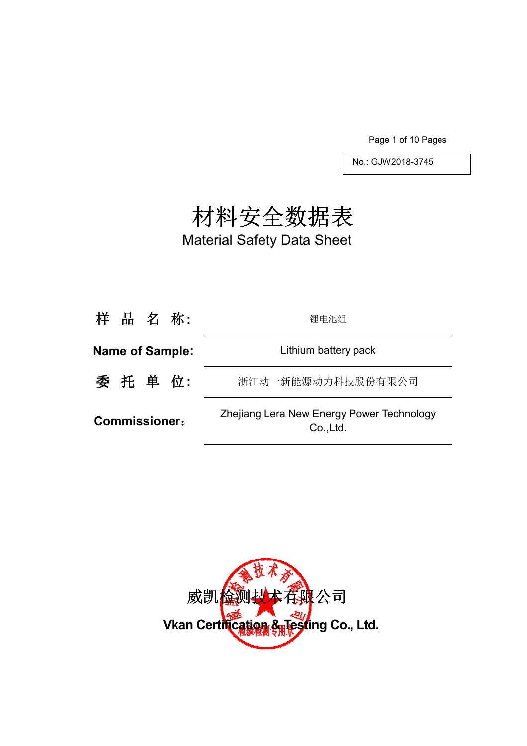No.: GJW2018-3745

# 材料安全数据表

# Material Safety Data Sheet

| | |
|---|---|
| 样 品 名 称: | 锂电池组 |
| **Name of Sample:** | Lithium battery pack |
| 委 托 单 位: | 浙江动一新能源动力科技股份有限公司 |
| **Commissioner:** | Zhejiang Lera New Energy Power Technology Co.,Ltd. |

威凯检测技术有限公司

**Vkan Certification & Testing Co., Ltd.**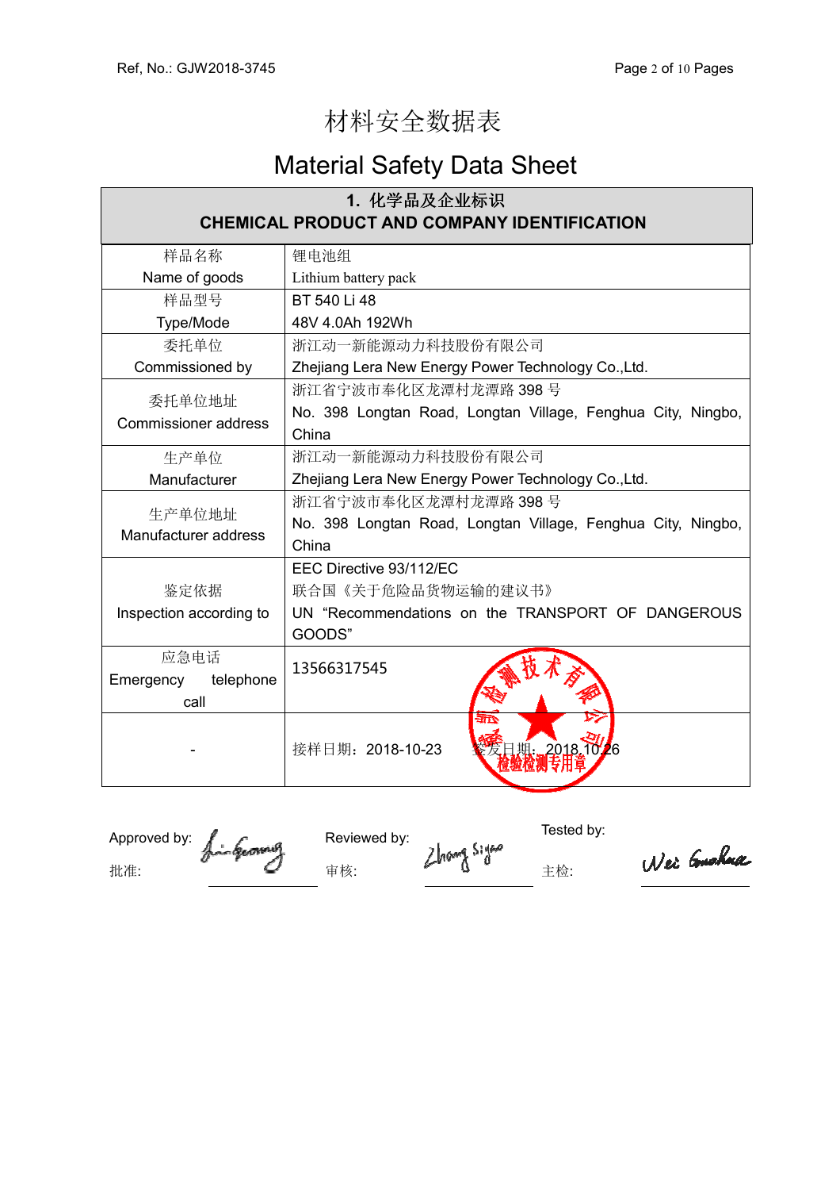# 材料安全数据表

# Material Safety Data Sheet

| 1. 化学品及企业标识<br>CHEMICAL PRODUCT AND COMPANY IDENTIFICATION | |
|---|---|
| 样品名称<br>Name of goods | 锂电池组<br>Lithium battery pack |
| 样品型号<br>Type/Mode | BT 540 Li 48<br>48V 4.0Ah 192Wh |
| 委托单位<br>Commissioned by | 浙江动一新能源动力科技股份有限公司<br>Zhejiang Lera New Energy Power Technology Co.,Ltd. |
| 委托单位地址<br>Commissioner address | 浙江省宁波市奉化区龙潭村龙潭路 398 号<br>No. 398 Longtan Road, Longtan Village, Fenghua City, Ningbo, China |
| 生产单位<br>Manufacturer | 浙江动一新能源动力科技股份有限公司<br>Zhejiang Lera New Energy Power Technology Co.,Ltd. |
| 生产单位地址<br>Manufacturer address | 浙江省宁波市奉化区龙潭村龙潭路 398 号<br>No. 398 Longtan Road, Longtan Village, Fenghua City, Ningbo, China |
| 鉴定依据<br>Inspection according to | EEC Directive 93/112/EC<br>联合国《关于危险品货物运输的建议书》<br>UN "Recommendations on the TRANSPORT OF DANGEROUS GOODS" |
| 应急电话<br>Emergency telephone call | 13566317545 |
| - | 接样日期：2018-10-23　签发日期：2018.10.26 |

Approved by: 批准:　　Reviewed by: 审核:　　Tested by: 主检: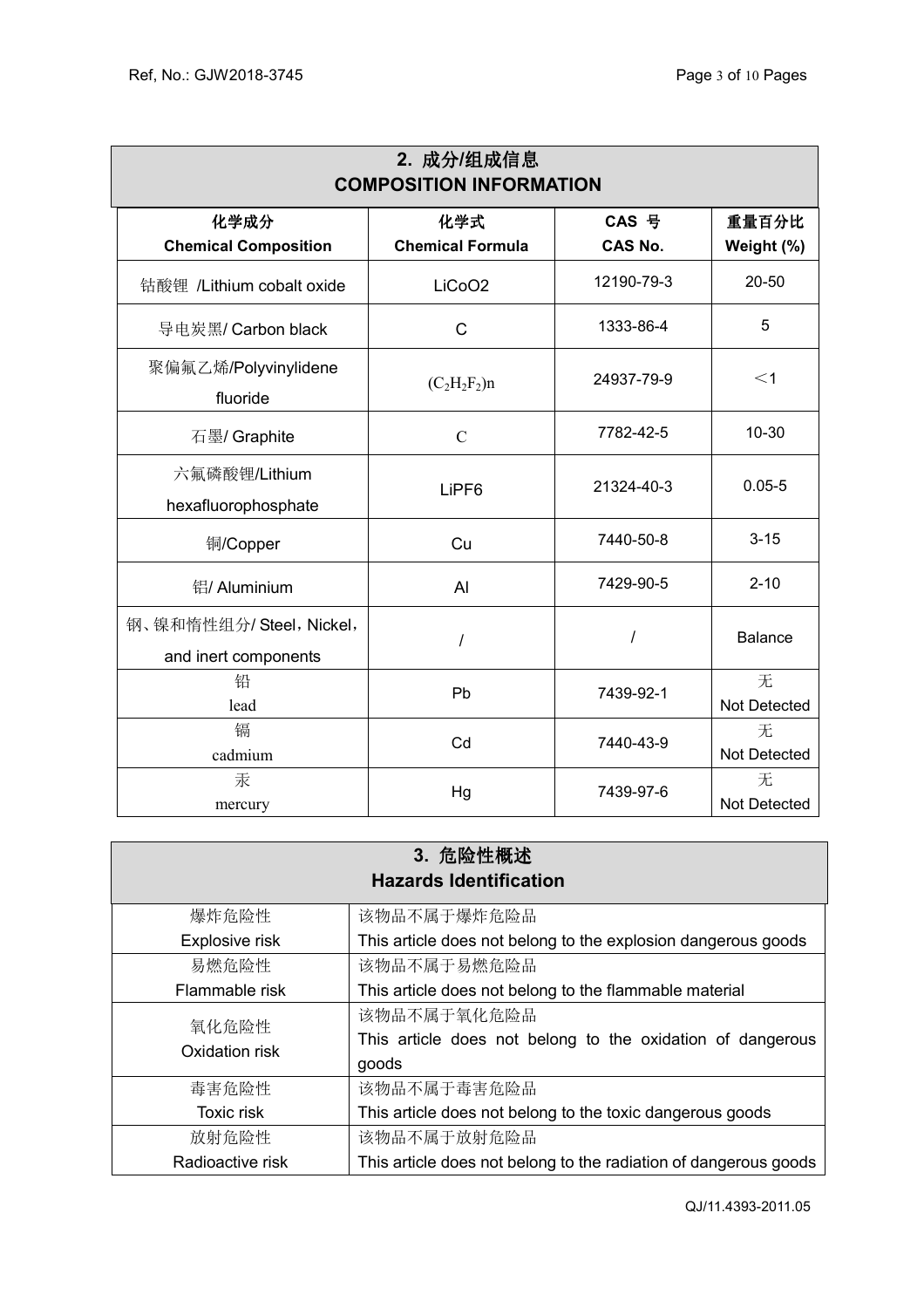## 2. 成分/组成信息 COMPOSITION INFORMATION

| 化学成分 Chemical Composition | 化学式 Chemical Formula | CAS 号 CAS No. | 重量百分比 Weight (%) |
|---|---|---|---|
| 钴酸锂 /Lithium cobalt oxide | $LiCoO_2$ | 12190-79-3 | 20-50 |
| 导电炭黑/ Carbon black | C | 1333-86-4 | 5 |
| 聚偏氟乙烯/Polyvinylidene fluoride | $(C_2H_2F_2)n$ | 24937-79-9 | ＜1 |
| 石墨/ Graphite | C | 7782-42-5 | 10-30 |
| 六氟磷酸锂/Lithium hexafluorophosphate | $LiPF_6$ | 21324-40-3 | 0.05-5 |
| 铜/Copper | Cu | 7440-50-8 | 3-15 |
| 铝/ Aluminium | Al | 7429-90-5 | 2-10 |
| 钢、镍和惰性组分/ Steel，Nickel，and inert components | / | / | Balance |
| 铅 lead | Pb | 7439-92-1 | 无 Not Detected |
| 镉 cadmium | Cd | 7440-43-9 | 无 Not Detected |
| 汞 mercury | Hg | 7439-97-6 | 无 Not Detected |

## 3. 危险性概述 Hazards Identification

| | |
|---|---|
| 爆炸危险性 Explosive risk | 该物品不属于爆炸危险品 This article does not belong to the explosion dangerous goods |
| 易燃危险性 Flammable risk | 该物品不属于易燃危险品 This article does not belong to the flammable material |
| 氧化危险性 Oxidation risk | 该物品不属于氧化危险品 This article does not belong to the oxidation of dangerous goods |
| 毒害危险性 Toxic risk | 该物品不属于毒害危险品 This article does not belong to the toxic dangerous goods |
| 放射危险性 Radioactive risk | 该物品不属于放射危险品 This article does not belong to the radiation of dangerous goods |

QJ/11.4393-2011.05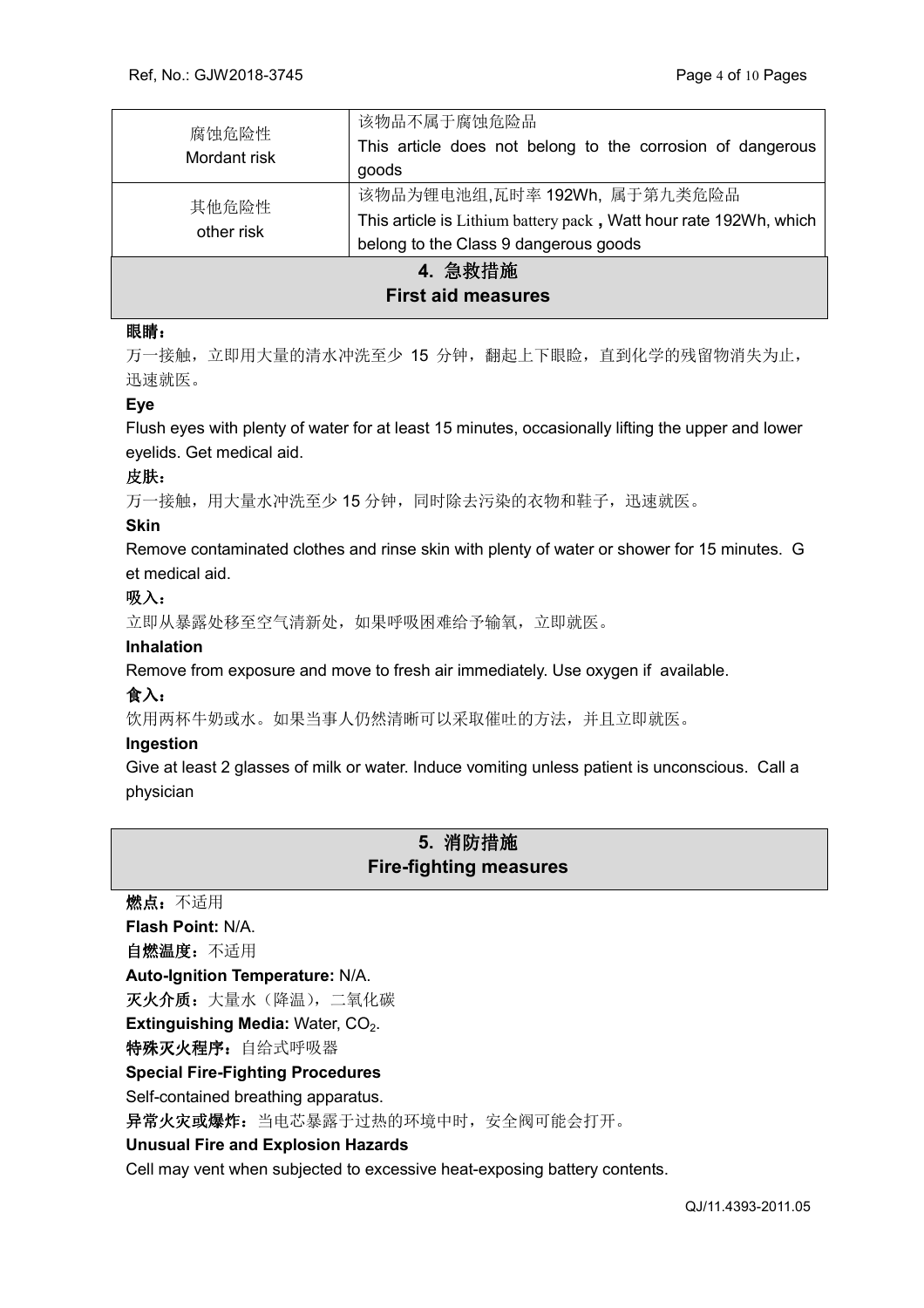| 腐蚀危险性<br>Mordant risk | 该物品不属于腐蚀危险品<br>This article does not belong to the corrosion of dangerous goods |
|---|---|
| 其他危险性<br>other risk | 该物品为锂电池组,瓦时率 192Wh, 属于第九类危险品<br>This article is Lithium battery pack **,** Watt hour rate 192Wh, which belong to the Class 9 dangerous goods |

## 4. 急救措施 First aid measures

**眼睛：**

万一接触，立即用大量的清水冲洗至少 15 分钟，翻起上下眼睑，直到化学的残留物消失为止，迅速就医。

**Eye**

Flush eyes with plenty of water for at least 15 minutes, occasionally lifting the upper and lower eyelids. Get medical aid.

**皮肤：**

万一接触，用大量水冲洗至少 15 分钟，同时除去污染的衣物和鞋子，迅速就医。

**Skin**

Remove contaminated clothes and rinse skin with plenty of water or shower for 15 minutes. Get medical aid.

**吸入：**

立即从暴露处移至空气清新处，如果呼吸困难给予输氧，立即就医。

**Inhalation**

Remove from exposure and move to fresh air immediately. Use oxygen if available.

**食入：**

饮用两杯牛奶或水。如果当事人仍然清晰可以采取催吐的方法，并且立即就医。

**Ingestion**

Give at least 2 glasses of milk or water. Induce vomiting unless patient is unconscious. Call a physician

## 5. 消防措施 Fire-fighting measures

**燃点：**不适用

**Flash Point:** N/A.

**自燃温度：**不适用

**Auto-Ignition Temperature:** N/A.

**灭火介质：**大量水（降温），二氧化碳

**Extinguishing Media:** Water, $CO_2$.

**特殊灭火程序：**自给式呼吸器

**Special Fire-Fighting Procedures**

Self-contained breathing apparatus.

**异常火灾或爆炸：**当电芯暴露于过热的环境中时，安全阀可能会打开。

**Unusual Fire and Explosion Hazards**

Cell may vent when subjected to excessive heat-exposing battery contents.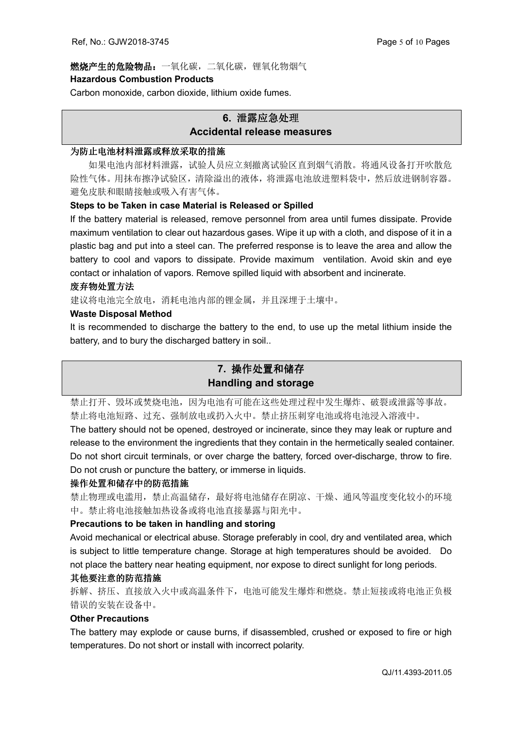**燃烧产生的危险物品：**一氧化碳，二氧化碳，锂氧化物烟气

**Hazardous Combustion Products**

Carbon monoxide, carbon dioxide, lithium oxide fumes.

## 6. 泄露应急处理 Accidental release measures

**为防止电池材料泄露或释放采取的措施**

如果电池内部材料泄露，试验人员应立刻撤离试验区直到烟气消散。将通风设备打开吹散危险性气体。用抹布擦净试验区，清除溢出的液体，将泄露电池放进塑料袋中，然后放进钢制容器。避免皮肤和眼睛接触或吸入有害气体。

**Steps to be Taken in case Material is Released or Spilled**

If the battery material is released, remove personnel from area until fumes dissipate. Provide maximum ventilation to clear out hazardous gases. Wipe it up with a cloth, and dispose of it in a plastic bag and put into a steel can. The preferred response is to leave the area and allow the battery to cool and vapors to dissipate. Provide maximum ventilation. Avoid skin and eye contact or inhalation of vapors. Remove spilled liquid with absorbent and incinerate.

**废弃物处置方法**

建议将电池完全放电，消耗电池内部的锂金属，并且深埋于土壤中。

**Waste Disposal Method**

It is recommended to discharge the battery to the end, to use up the metal lithium inside the battery, and to bury the discharged battery in soil..

## 7. 操作处置和储存 Handling and storage

禁止打开、毁坏或焚烧电池，因为电池有可能在这些处理过程中发生爆炸、破裂或泄露等事故。禁止将电池短路、过充、强制放电或扔入火中。禁止挤压刺穿电池或将电池浸入溶液中。

The battery should not be opened, destroyed or incinerate, since they may leak or rupture and release to the environment the ingredients that they contain in the hermetically sealed container. Do not short circuit terminals, or over charge the battery, forced over-discharge, throw to fire. Do not crush or puncture the battery, or immerse in liquids.

**操作处置和储存中的防范措施**

禁止物理或电滥用，禁止高温储存，最好将电池储存在阴凉、干燥、通风等温度变化较小的环境中。禁止将电池接触加热设备或将电池直接暴露与阳光中。

**Precautions to be taken in handling and storing**

Avoid mechanical or electrical abuse. Storage preferably in cool, dry and ventilated area, which is subject to little temperature change. Storage at high temperatures should be avoided. Do not place the battery near heating equipment, nor expose to direct sunlight for long periods.

**其他要注意的防范措施**

拆解、挤压、直接放入火中或高温条件下，电池可能发生爆炸和燃烧。禁止短接或将电池正负极错误的安装在设备中。

**Other Precautions**

The battery may explode or cause burns, if disassembled, crushed or exposed to fire or high temperatures. Do not short or install with incorrect polarity.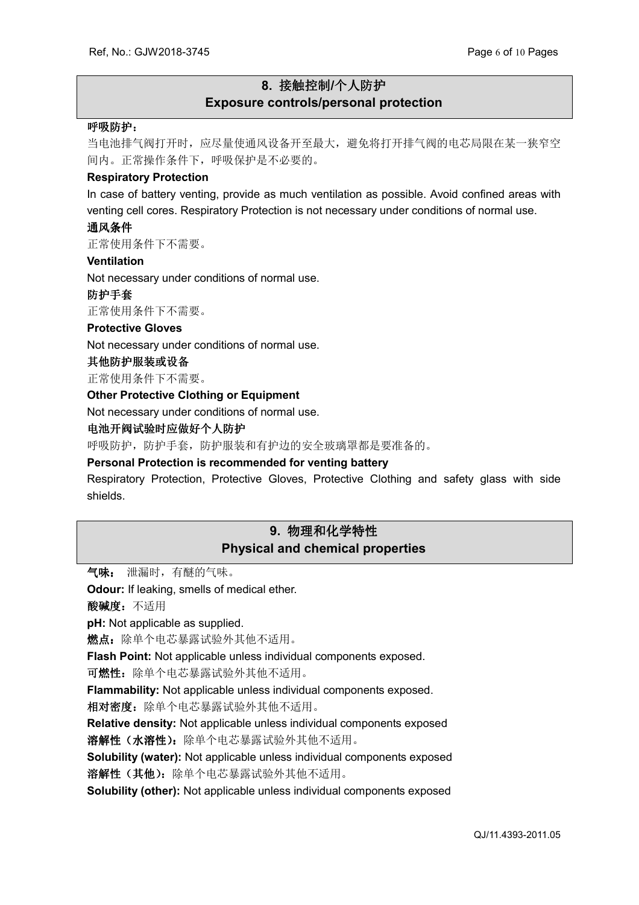## 8. 接触控制/个人防护
## Exposure controls/personal protection

**呼吸防护：**

当电池排气阀打开时，应尽量使通风设备开至最大，避免将打开排气阀的电芯局限在某一狭窄空间内。正常操作条件下，呼吸保护是不必要的。

**Respiratory Protection**

In case of battery venting, provide as much ventilation as possible. Avoid confined areas with venting cell cores. Respiratory Protection is not necessary under conditions of normal use.

**通风条件**

正常使用条件下不需要。

**Ventilation**

Not necessary under conditions of normal use.

**防护手套**

正常使用条件下不需要。

**Protective Gloves**

Not necessary under conditions of normal use.

**其他防护服装或设备**

正常使用条件下不需要。

**Other Protective Clothing or Equipment**

Not necessary under conditions of normal use.

**电池开阀试验时应做好个人防护**

呼吸防护，防护手套，防护服装和有护边的安全玻璃罩都是要准备的。

**Personal Protection is recommended for venting battery**

Respiratory Protection, Protective Gloves, Protective Clothing and safety glass with side shields.

## 9. 物理和化学特性
## Physical and chemical properties

**气味：** 泄漏时，有醚的气味。

**Odour:** If leaking, smells of medical ether.

**酸碱度：**不适用

**pH:** Not applicable as supplied.

**燃点：**除单个电芯暴露试验外其他不适用。

**Flash Point:** Not applicable unless individual components exposed.

**可燃性：**除单个电芯暴露试验外其他不适用。

**Flammability:** Not applicable unless individual components exposed.

**相对密度：**除单个电芯暴露试验外其他不适用。

**Relative density:** Not applicable unless individual components exposed

**溶解性（水溶性）：**除单个电芯暴露试验外其他不适用。

**Solubility (water):** Not applicable unless individual components exposed

**溶解性（其他）：**除单个电芯暴露试验外其他不适用。

**Solubility (other):** Not applicable unless individual components exposed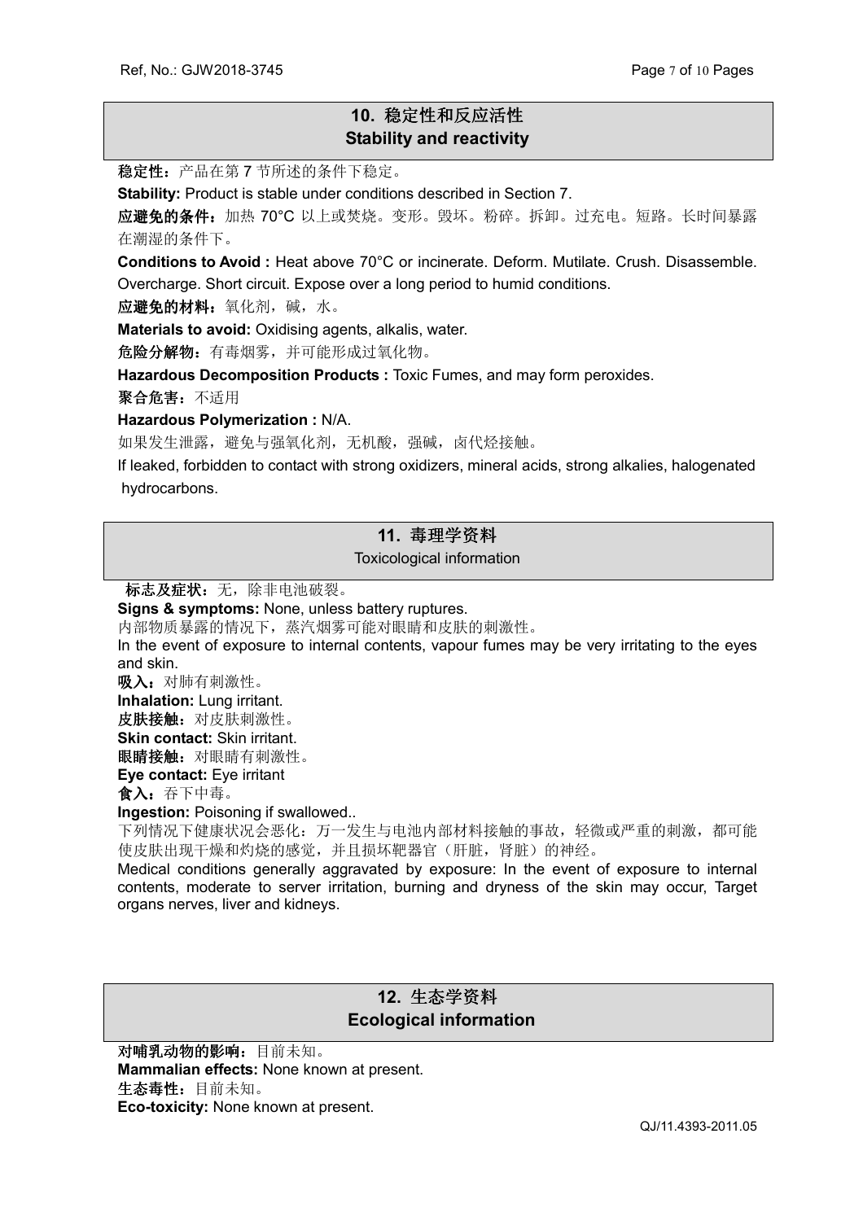## 10. 稳定性和反应活性
## Stability and reactivity

**稳定性**：产品在第 7 节所述的条件下稳定。

**Stability:** Product is stable under conditions described in Section 7.

**应避免的条件**：加热 70°C 以上或焚烧。变形。毁坏。粉碎。拆卸。过充电。短路。长时间暴露在潮湿的条件下。

**Conditions to Avoid :** Heat above 70°C or incinerate. Deform. Mutilate. Crush. Disassemble. Overcharge. Short circuit. Expose over a long period to humid conditions.

**应避免的材料**：氧化剂，碱，水。

**Materials to avoid:** Oxidising agents, alkalis, water.

**危险分解物**：有毒烟雾，并可能形成过氧化物。

**Hazardous Decomposition Products :** Toxic Fumes, and may form peroxides.

**聚合危害**：不适用

**Hazardous Polymerization :** N/A.

如果发生泄露，避免与强氧化剂，无机酸，强碱，卤代烃接触。

If leaked, forbidden to contact with strong oxidizers, mineral acids, strong alkalies, halogenated hydrocarbons.

## 11. 毒理学资料
## Toxicological information

**标志及症状**：无，除非电池破裂。

**Signs & symptoms:** None, unless battery ruptures.

内部物质暴露的情况下，蒸汽烟雾可能对眼睛和皮肤的刺激性。

In the event of exposure to internal contents, vapour fumes may be very irritating to the eyes and skin.

**吸入**：对肺有刺激性。

**Inhalation:** Lung irritant.

**皮肤接触**：对皮肤刺激性。

**Skin contact:** Skin irritant.

**眼睛接触**：对眼睛有刺激性。

**Eye contact:** Eye irritant

**食入**：吞下中毒。

**Ingestion:** Poisoning if swallowed..

下列情况下健康状况会恶化：万一发生与电池内部材料接触的事故，轻微或严重的刺激，都可能使皮肤出现干燥和灼烧的感觉，并且损坏靶器官（肝脏，肾脏）的神经。

Medical conditions generally aggravated by exposure: In the event of exposure to internal contents, moderate to server irritation, burning and dryness of the skin may occur, Target organs nerves, liver and kidneys.

## 12. 生态学资料
## Ecological information

**对哺乳动物的影响**：目前未知。

**Mammalian effects:** None known at present.

**生态毒性**：目前未知。

**Eco-toxicity:** None known at present.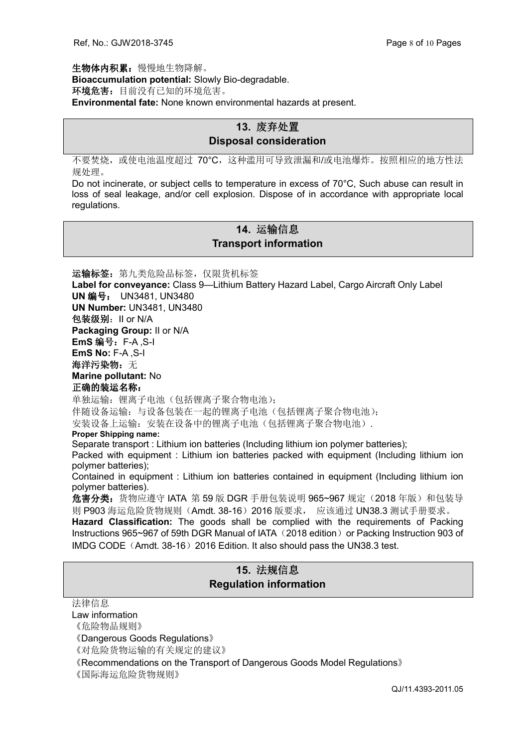**生物体内积累：**慢慢地生物降解。

**Bioaccumulation potential:** Slowly Bio-degradable.

**环境危害：**目前没有已知的环境危害。

**Environmental fate:** None known environmental hazards at present.

## 13. 废弃处置 Disposal consideration

不要焚烧，或使电池温度超过 70°C，这种滥用可导致泄漏和/或电池爆炸。按照相应的地方性法规处理。

Do not incinerate, or subject cells to temperature in excess of 70°C, Such abuse can result in loss of seal leakage, and/or cell explosion. Dispose of in accordance with appropriate local regulations.

## 14. 运输信息 Transport information

**运输标签：**第九类危险品标签，仅限货机标签

**Label for conveyance:** Class 9—Lithium Battery Hazard Label, Cargo Aircraft Only Label

**UN 编号：** UN3481, UN3480

**UN Number:** UN3481, UN3480

**包装级别：**II or N/A

**Packaging Group:** II or N/A

**EmS 编号：**F-A ,S-I

**EmS No:** F-A ,S-I

**海洋污染物：**无

**Marine pollutant:** No

**正确的装运名称：**

单独运输：锂离子电池（包括锂离子聚合物电池）;

伴随设备运输：与设备包装在一起的锂离子电池（包括锂离子聚合物电池）;

安装设备上运输：安装在设备中的锂离子电池（包括锂离子聚合物电池）.

**Proper Shipping name:**

Separate transport : Lithium ion batteries (Including lithium ion polymer batteries);

Packed with equipment : Lithium ion batteries packed with equipment (Including lithium ion polymer batteries);

Contained in equipment : Lithium ion batteries contained in equipment (Including lithium ion polymer batteries).

**危害分类：**货物应遵守 IATA 第 59 版 DGR 手册包装说明 965~967 规定（2018 年版）和包装导则 P903 海运危险货物规则（Amdt. 38-16）2016 版要求， 应该通过 UN38.3 测试手册要求。

**Hazard Classification:** The goods shall be complied with the requirements of Packing Instructions 965~967 of 59th DGR Manual of IATA（2018 edition）or Packing Instruction 903 of IMDG CODE（Amdt. 38-16）2016 Edition. It also should pass the UN38.3 test.

## 15. 法规信息 Regulation information

法律信息

Law information

《危险物品规则》

《Dangerous Goods Regulations》

《对危险货物运输的有关规定的建议》

《Recommendations on the Transport of Dangerous Goods Model Regulations》

《国际海运危险货物规则》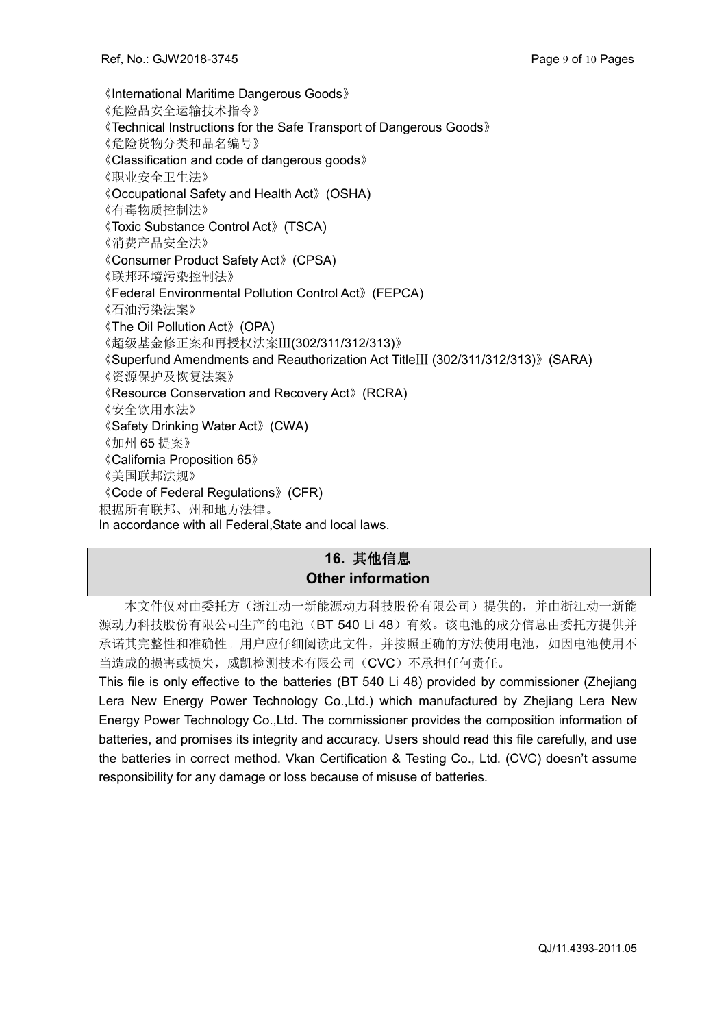《International Maritime Dangerous Goods》

《危险品安全运输技术指令》

《Technical Instructions for the Safe Transport of Dangerous Goods》

《危险货物分类和品名编号》

《Classification and code of dangerous goods》

《职业安全卫生法》

《Occupational Safety and Health Act》(OSHA)

《有毒物质控制法》

《Toxic Substance Control Act》(TSCA)

《消费产品安全法》

《Consumer Product Safety Act》(CPSA)

《联邦环境污染控制法》

《Federal Environmental Pollution Control Act》(FEPCA)

《石油污染法案》

《The Oil Pollution Act》(OPA)

《超级基金修正案和再授权法案III(302/311/312/313)》

《Superfund Amendments and Reauthorization Act TitleIII (302/311/312/313)》(SARA)

《资源保护及恢复法案》

《Resource Conservation and Recovery Act》(RCRA)

《安全饮用水法》

《Safety Drinking Water Act》(CWA)

《加州 65 提案》

《California Proposition 65》

《美国联邦法规》

《Code of Federal Regulations》(CFR)

根据所有联邦、州和地方法律。

In accordance with all Federal,State and local laws.

## 16. 其他信息 Other information

本文件仅对由委托方（浙江动一新能源动力科技股份有限公司）提供的，并由浙江动一新能源动力科技股份有限公司生产的电池（BT 540 Li 48）有效。该电池的成分信息由委托方提供并承诺其完整性和准确性。用户应仔细阅读此文件，并按照正确的方法使用电池，如因电池使用不当造成的损害或损失，威凯检测技术有限公司（CVC）不承担任何责任。

This file is only effective to the batteries (BT 540 Li 48) provided by commissioner (Zhejiang Lera New Energy Power Technology Co.,Ltd.) which manufactured by Zhejiang Lera New Energy Power Technology Co.,Ltd. The commissioner provides the composition information of batteries, and promises its integrity and accuracy. Users should read this file carefully, and use the batteries in correct method. Vkan Certification & Testing Co., Ltd. (CVC) doesn't assume responsibility for any damage or loss because of misuse of batteries.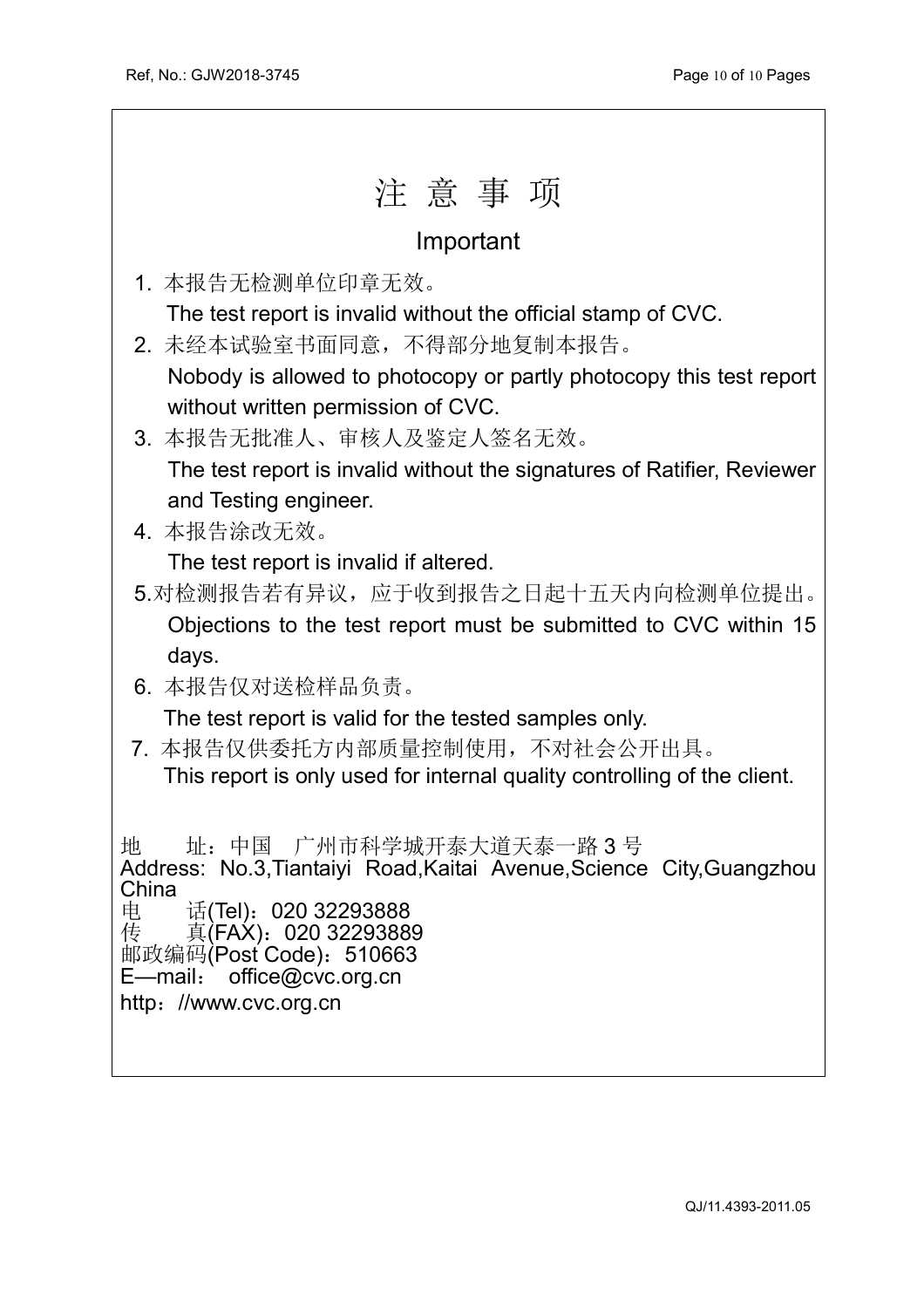# 注 意 事 项

## Important

1. 本报告无检测单位印章无效。
   The test report is invalid without the official stamp of CVC.
2. 未经本试验室书面同意，不得部分地复制本报告。
   Nobody is allowed to photocopy or partly photocopy this test report without written permission of CVC.
3. 本报告无批准人、审核人及鉴定人签名无效。
   The test report is invalid without the signatures of Ratifier, Reviewer and Testing engineer.
4. 本报告涂改无效。
   The test report is invalid if altered.
5. 对检测报告若有异议，应于收到报告之日起十五天内向检测单位提出。
   Objections to the test report must be submitted to CVC within 15 days.
6. 本报告仅对送检样品负责。
   The test report is valid for the tested samples only.
7. 本报告仅供委托方内部质量控制使用，不对社会公开出具。
   This report is only used for internal quality controlling of the client.

地　　址：中国　广州市科学城开泰大道天泰一路 3 号
Address: No.3,Tiantaiyi Road,Kaitai Avenue,Science City,Guangzhou China
电　　话(Tel)：020 32293888
传　　真(FAX)：020 32293889
邮政编码(Post Code)：510663
E—mail： office@cvc.org.cn
http：//www.cvc.org.cn

QJ/11.4393-2011.05